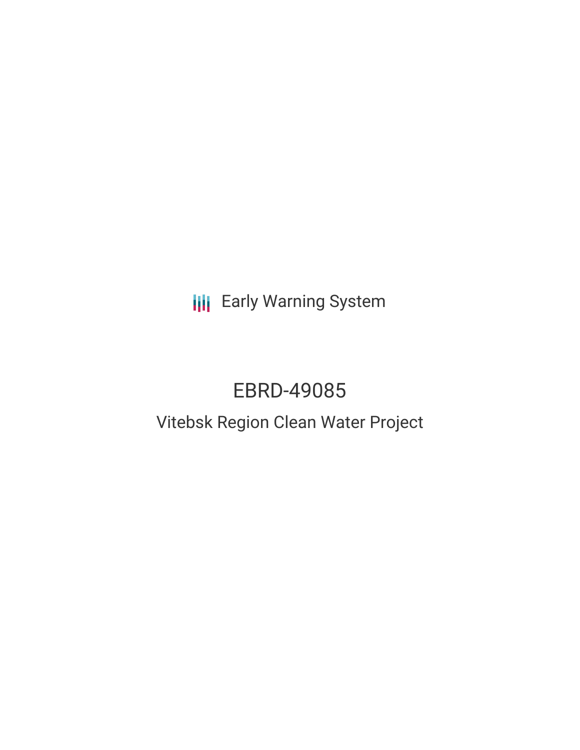Early Warning System

# EBRD-49085

## Vitebsk Region Clean Water Project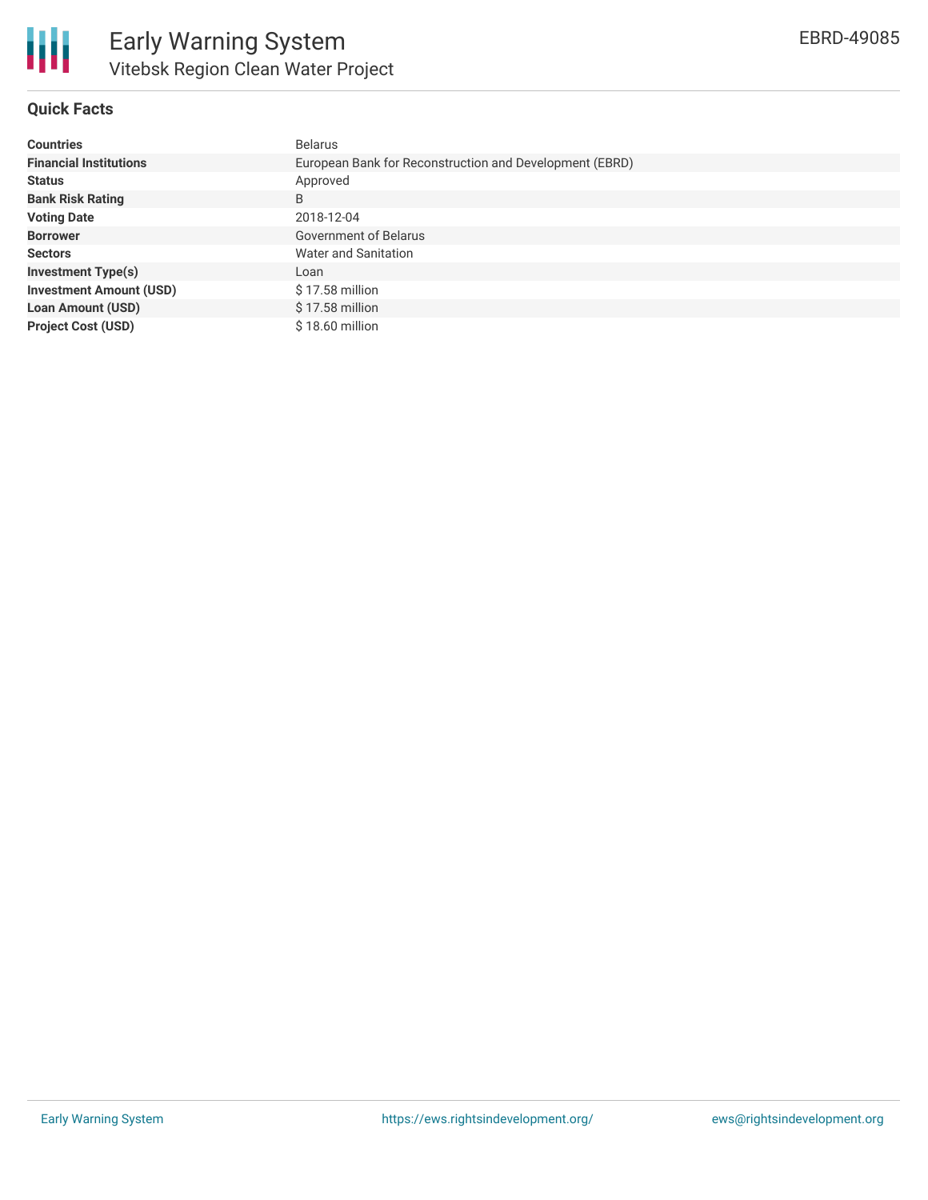# Early Warning System

## Vitebsk Region Clean Water Project

EBRD-49085

### Quick Facts

| | |
|---|---|
| **Countries** | Belarus |
| **Financial Institutions** | European Bank for Reconstruction and Development (EBRD) |
| **Status** | Approved |
| **Bank Risk Rating** | B |
| **Voting Date** | 2018-12-04 |
| **Borrower** | Government of Belarus |
| **Sectors** | Water and Sanitation |
| **Investment Type(s)** | Loan |
| **Investment Amount (USD)** | $ 17.58 million |
| **Loan Amount (USD)** | $ 17.58 million |
| **Project Cost (USD)** | $ 18.60 million |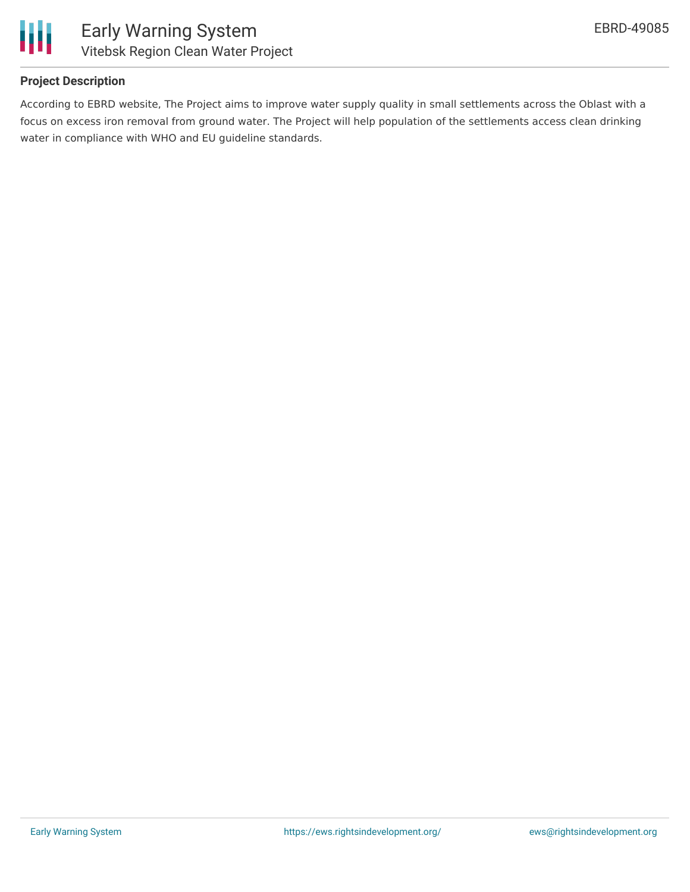### Project Description

According to EBRD website, The Project aims to improve water supply quality in small settlements across the Oblast with a focus on excess iron removal from ground water. The Project will help population of the settlements access clean drinking water in compliance with WHO and EU guideline standards.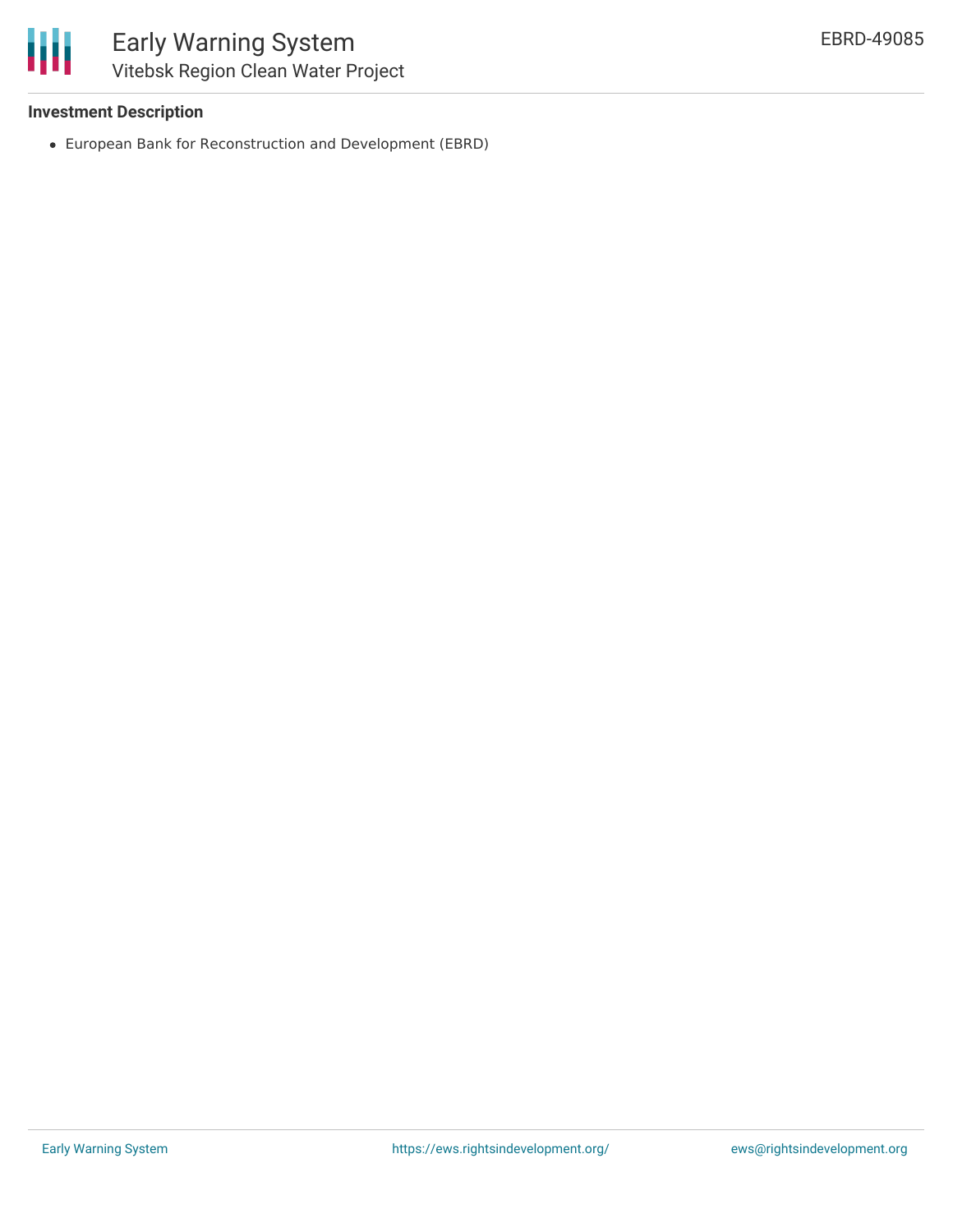**Investment Description**

- European Bank for Reconstruction and Development (EBRD)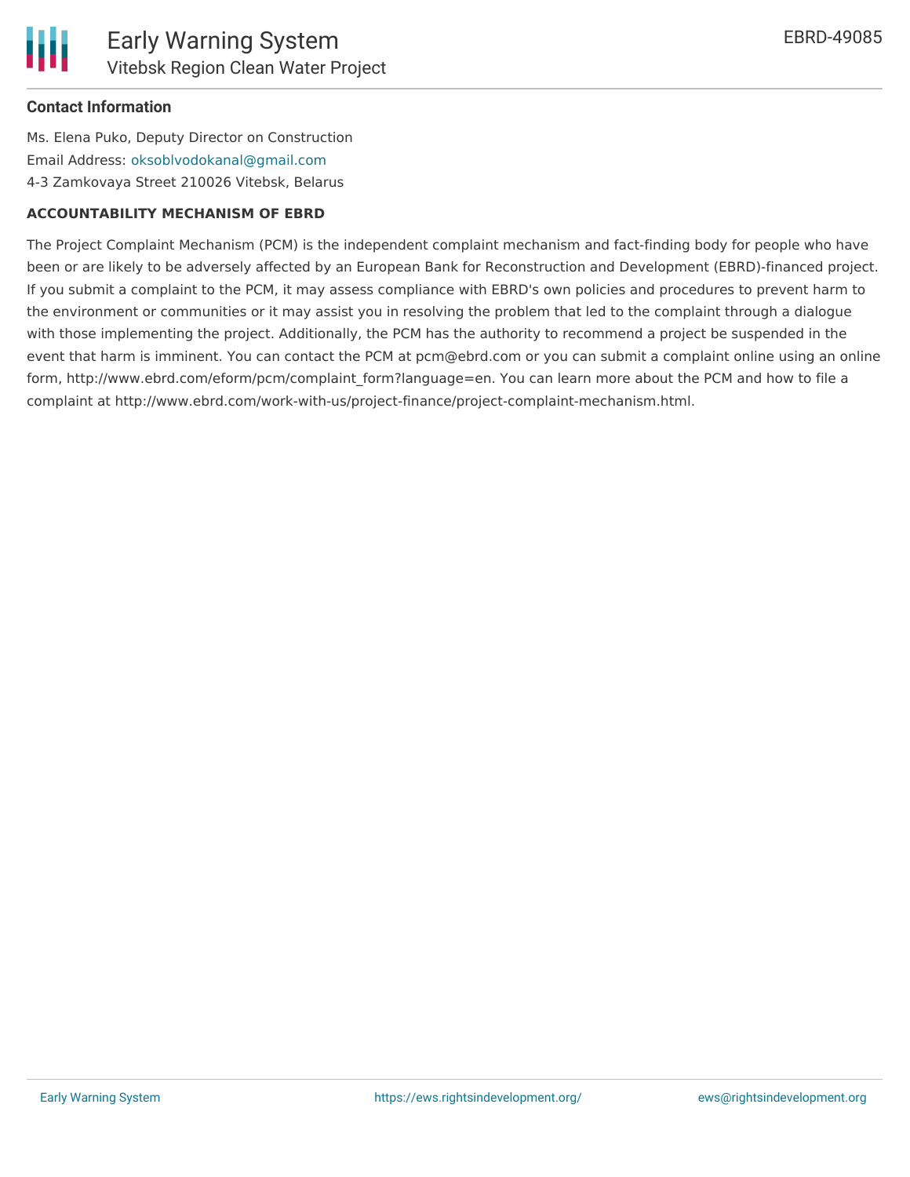#### Contact Information

Ms. Elena Puko, Deputy Director on Construction
Email Address: oksoblvodokanal@gmail.com
4-3 Zamkovaya Street 210026 Vitebsk, Belarus

**ACCOUNTABILITY MECHANISM OF EBRD**

The Project Complaint Mechanism (PCM) is the independent complaint mechanism and fact-finding body for people who have been or are likely to be adversely affected by an European Bank for Reconstruction and Development (EBRD)-financed project. If you submit a complaint to the PCM, it may assess compliance with EBRD's own policies and procedures to prevent harm to the environment or communities or it may assist you in resolving the problem that led to the complaint through a dialogue with those implementing the project. Additionally, the PCM has the authority to recommend a project be suspended in the event that harm is imminent. You can contact the PCM at pcm@ebrd.com or you can submit a complaint online using an online form, http://www.ebrd.com/eform/pcm/complaint_form?language=en. You can learn more about the PCM and how to file a complaint at http://www.ebrd.com/work-with-us/project-finance/project-complaint-mechanism.html.